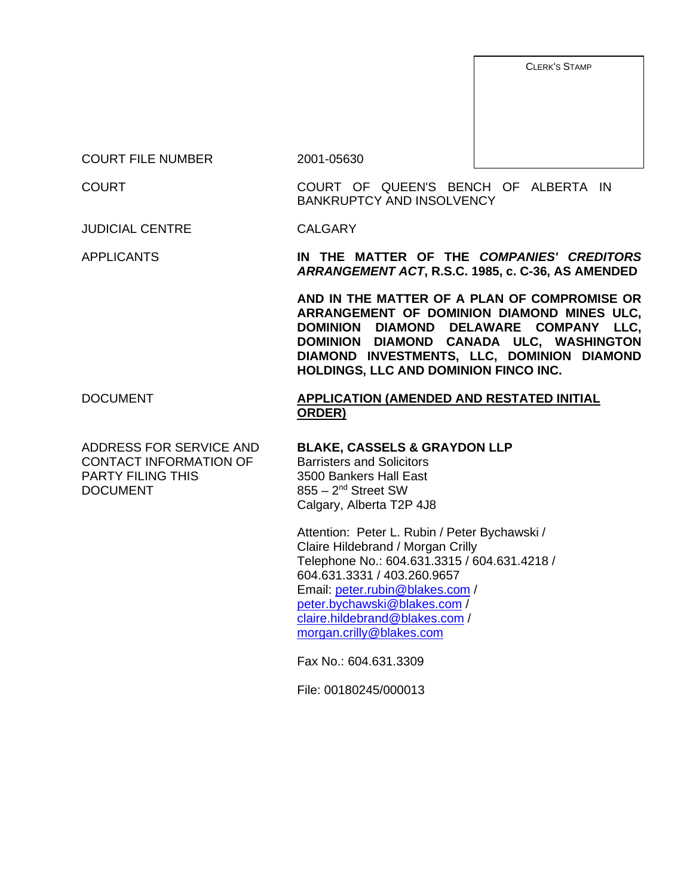CLERK'S STAMP

| | |
|---|---|
| COURT FILE NUMBER | 2001-05630 |
| COURT | COURT OF QUEEN'S BENCH OF ALBERTA IN BANKRUPTCY AND INSOLVENCY |
| JUDICIAL CENTRE | CALGARY |
| APPLICANTS | **IN THE MATTER OF THE *COMPANIES' CREDITORS ARRANGEMENT ACT*, R.S.C. 1985, c. C-36, AS AMENDED**<br><br>**AND IN THE MATTER OF A PLAN OF COMPROMISE OR ARRANGEMENT OF DOMINION DIAMOND MINES ULC, DOMINION DIAMOND DELAWARE COMPANY LLC, DOMINION DIAMOND CANADA ULC, WASHINGTON DIAMOND INVESTMENTS, LLC, DOMINION DIAMOND HOLDINGS, LLC AND DOMINION FINCO INC.** |
| DOCUMENT | **APPLICATION (AMENDED AND RESTATED INITIAL ORDER)** |
| ADDRESS FOR SERVICE AND CONTACT INFORMATION OF PARTY FILING THIS DOCUMENT | **BLAKE, CASSELS & GRAYDON LLP**<br>Barristers and Solicitors<br>3500 Bankers Hall East<br>855 – 2nd Street SW<br>Calgary, Alberta T2P 4J8<br><br>Attention: Peter L. Rubin / Peter Bychawski / Claire Hildebrand / Morgan Crilly<br>Telephone No.: 604.631.3315 / 604.631.4218 / 604.631.3331 / 403.260.9657<br>Email: peter.rubin@blakes.com / peter.bychawski@blakes.com / claire.hildebrand@blakes.com / morgan.crilly@blakes.com<br><br>Fax No.: 604.631.3309<br><br>File: 00180245/000013 |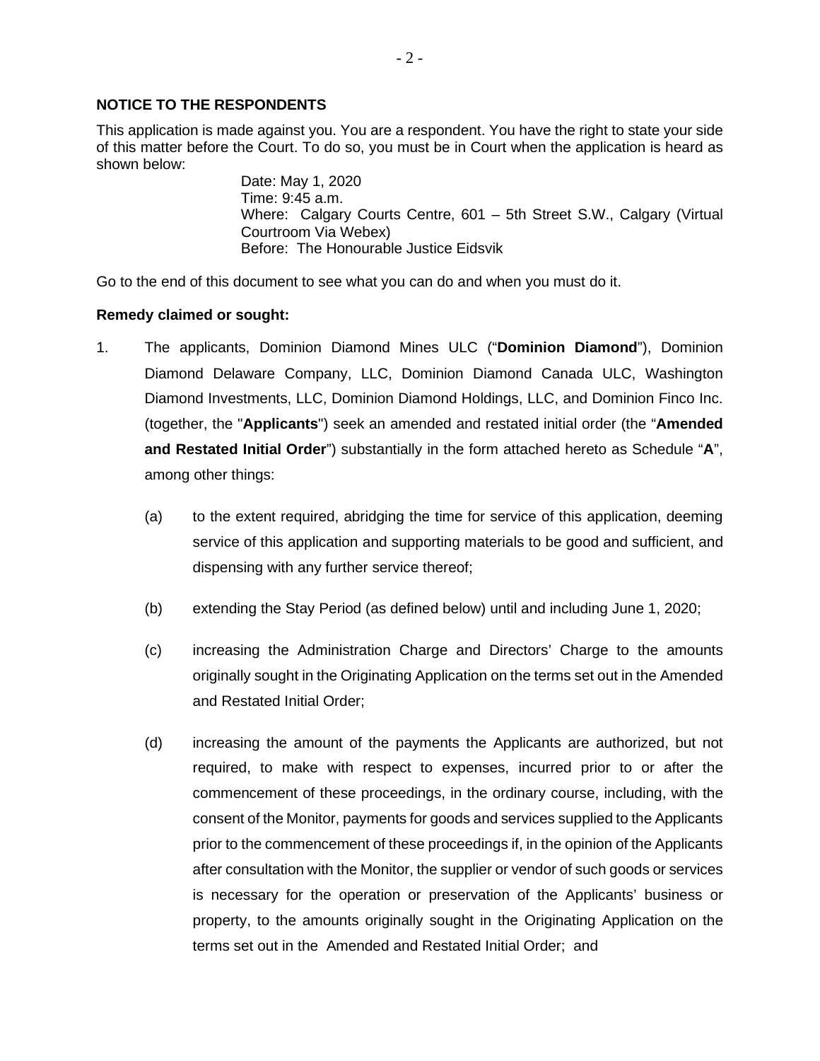**NOTICE TO THE RESPONDENTS**

This application is made against you. You are a respondent. You have the right to state your side of this matter before the Court. To do so, you must be in Court when the application is heard as shown below:

> Date: May 1, 2020
> Time: 9:45 a.m.
> Where: Calgary Courts Centre, 601 – 5th Street S.W., Calgary (Virtual Courtroom Via Webex)
> Before: The Honourable Justice Eidsvik

Go to the end of this document to see what you can do and when you must do it.

**Remedy claimed or sought:**

1. The applicants, Dominion Diamond Mines ULC ("**Dominion Diamond**"), Dominion Diamond Delaware Company, LLC, Dominion Diamond Canada ULC, Washington Diamond Investments, LLC, Dominion Diamond Holdings, LLC, and Dominion Finco Inc. (together, the "**Applicants**") seek an amended and restated initial order (the "**Amended and Restated Initial Order**") substantially in the form attached hereto as Schedule "**A**", among other things:

   (a) to the extent required, abridging the time for service of this application, deeming service of this application and supporting materials to be good and sufficient, and dispensing with any further service thereof;

   (b) extending the Stay Period (as defined below) until and including June 1, 2020;

   (c) increasing the Administration Charge and Directors' Charge to the amounts originally sought in the Originating Application on the terms set out in the Amended and Restated Initial Order;

   (d) increasing the amount of the payments the Applicants are authorized, but not required, to make with respect to expenses, incurred prior to or after the commencement of these proceedings, in the ordinary course, including, with the consent of the Monitor, payments for goods and services supplied to the Applicants prior to the commencement of these proceedings if, in the opinion of the Applicants after consultation with the Monitor, the supplier or vendor of such goods or services is necessary for the operation or preservation of the Applicants' business or property, to the amounts originally sought in the Originating Application on the terms set out in the Amended and Restated Initial Order; and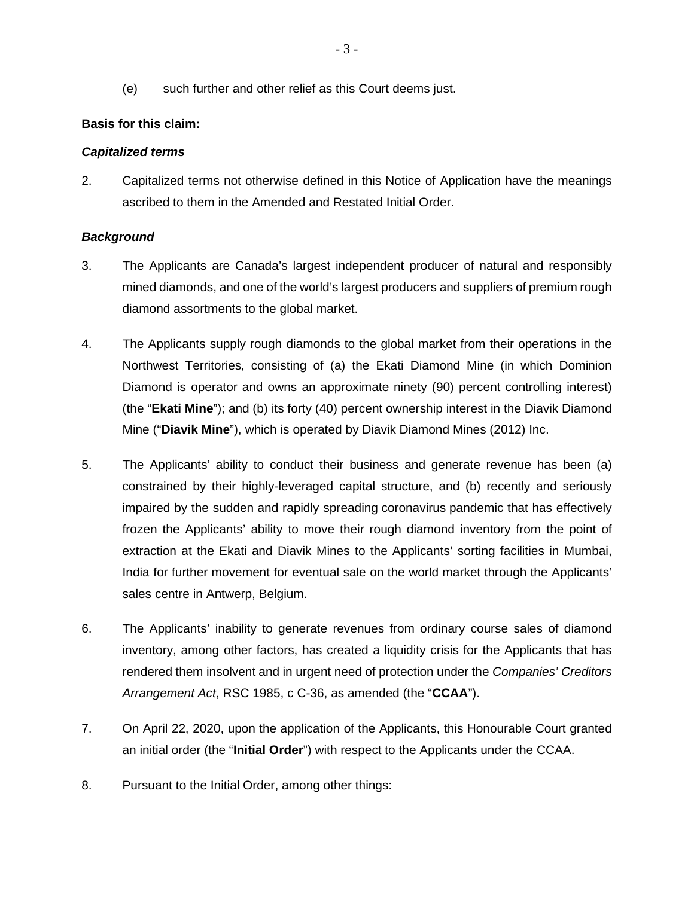(e) such further and other relief as this Court deems just.

**Basis for this claim:**

***Capitalized terms***

2. Capitalized terms not otherwise defined in this Notice of Application have the meanings ascribed to them in the Amended and Restated Initial Order.

***Background***

3. The Applicants are Canada's largest independent producer of natural and responsibly mined diamonds, and one of the world's largest producers and suppliers of premium rough diamond assortments to the global market.

4. The Applicants supply rough diamonds to the global market from their operations in the Northwest Territories, consisting of (a) the Ekati Diamond Mine (in which Dominion Diamond is operator and owns an approximate ninety (90) percent controlling interest) (the "**Ekati Mine**"); and (b) its forty (40) percent ownership interest in the Diavik Diamond Mine ("**Diavik Mine**"), which is operated by Diavik Diamond Mines (2012) Inc.

5. The Applicants' ability to conduct their business and generate revenue has been (a) constrained by their highly-leveraged capital structure, and (b) recently and seriously impaired by the sudden and rapidly spreading coronavirus pandemic that has effectively frozen the Applicants' ability to move their rough diamond inventory from the point of extraction at the Ekati and Diavik Mines to the Applicants' sorting facilities in Mumbai, India for further movement for eventual sale on the world market through the Applicants' sales centre in Antwerp, Belgium.

6. The Applicants' inability to generate revenues from ordinary course sales of diamond inventory, among other factors, has created a liquidity crisis for the Applicants that has rendered them insolvent and in urgent need of protection under the *Companies' Creditors Arrangement Act*, RSC 1985, c C-36, as amended (the "**CCAA**").

7. On April 22, 2020, upon the application of the Applicants, this Honourable Court granted an initial order (the "**Initial Order**") with respect to the Applicants under the CCAA.

8. Pursuant to the Initial Order, among other things: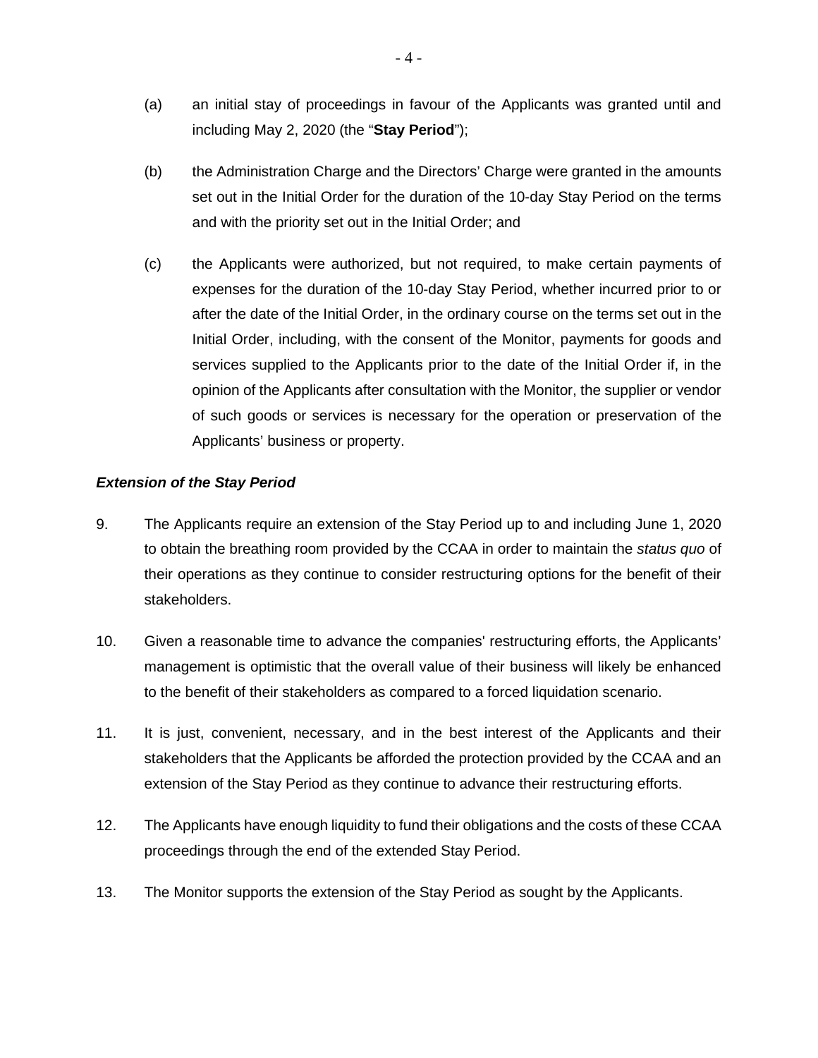(a) an initial stay of proceedings in favour of the Applicants was granted until and including May 2, 2020 (the "**Stay Period**");

(b) the Administration Charge and the Directors' Charge were granted in the amounts set out in the Initial Order for the duration of the 10-day Stay Period on the terms and with the priority set out in the Initial Order; and

(c) the Applicants were authorized, but not required, to make certain payments of expenses for the duration of the 10-day Stay Period, whether incurred prior to or after the date of the Initial Order, in the ordinary course on the terms set out in the Initial Order, including, with the consent of the Monitor, payments for goods and services supplied to the Applicants prior to the date of the Initial Order if, in the opinion of the Applicants after consultation with the Monitor, the supplier or vendor of such goods or services is necessary for the operation or preservation of the Applicants' business or property.

***Extension of the Stay Period***

9. The Applicants require an extension of the Stay Period up to and including June 1, 2020 to obtain the breathing room provided by the CCAA in order to maintain the *status quo* of their operations as they continue to consider restructuring options for the benefit of their stakeholders.

10. Given a reasonable time to advance the companies' restructuring efforts, the Applicants' management is optimistic that the overall value of their business will likely be enhanced to the benefit of their stakeholders as compared to a forced liquidation scenario.

11. It is just, convenient, necessary, and in the best interest of the Applicants and their stakeholders that the Applicants be afforded the protection provided by the CCAA and an extension of the Stay Period as they continue to advance their restructuring efforts.

12. The Applicants have enough liquidity to fund their obligations and the costs of these CCAA proceedings through the end of the extended Stay Period.

13. The Monitor supports the extension of the Stay Period as sought by the Applicants.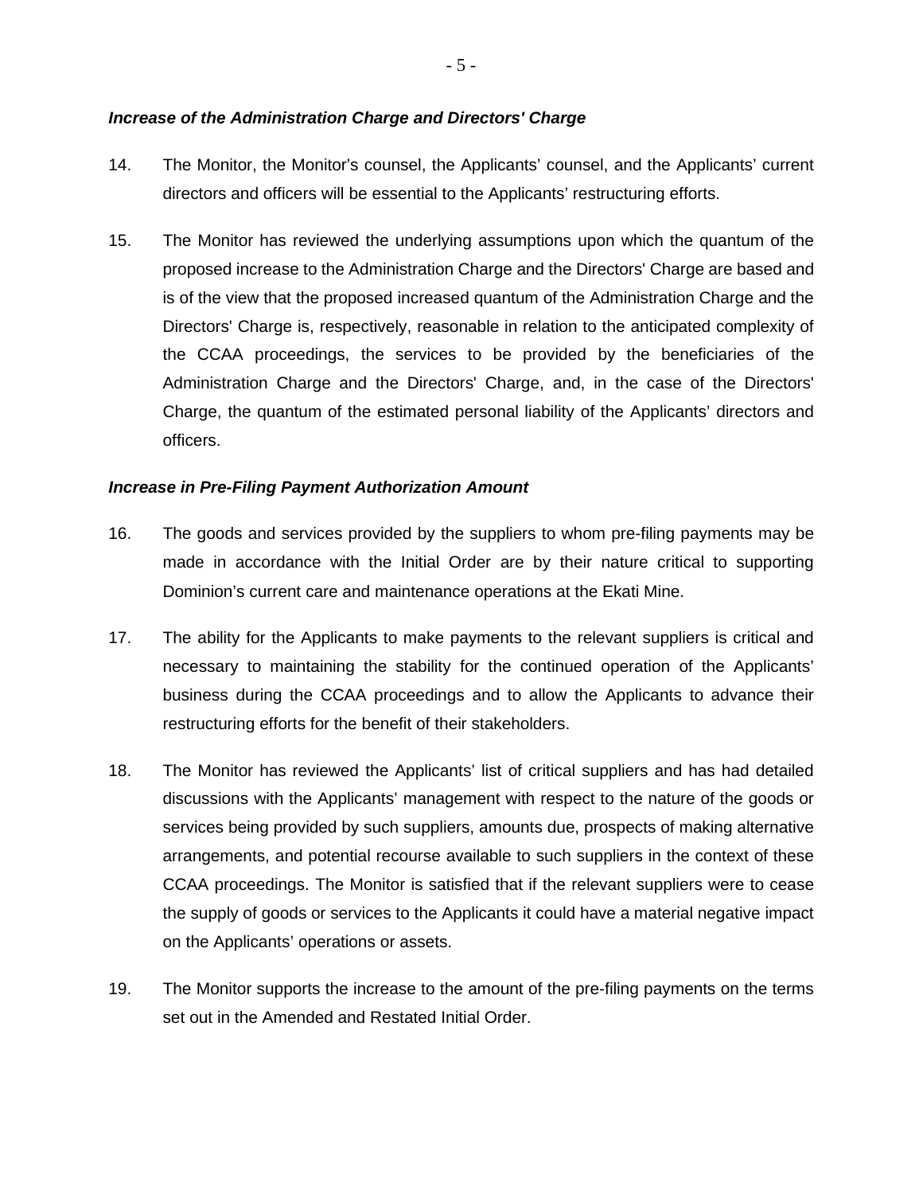***Increase of the Administration Charge and Directors' Charge***

14. The Monitor, the Monitor's counsel, the Applicants' counsel, and the Applicants' current directors and officers will be essential to the Applicants' restructuring efforts.

15. The Monitor has reviewed the underlying assumptions upon which the quantum of the proposed increase to the Administration Charge and the Directors' Charge are based and is of the view that the proposed increased quantum of the Administration Charge and the Directors' Charge is, respectively, reasonable in relation to the anticipated complexity of the CCAA proceedings, the services to be provided by the beneficiaries of the Administration Charge and the Directors' Charge, and, in the case of the Directors' Charge, the quantum of the estimated personal liability of the Applicants' directors and officers.

***Increase in Pre-Filing Payment Authorization Amount***

16. The goods and services provided by the suppliers to whom pre-filing payments may be made in accordance with the Initial Order are by their nature critical to supporting Dominion's current care and maintenance operations at the Ekati Mine.

17. The ability for the Applicants to make payments to the relevant suppliers is critical and necessary to maintaining the stability for the continued operation of the Applicants' business during the CCAA proceedings and to allow the Applicants to advance their restructuring efforts for the benefit of their stakeholders.

18. The Monitor has reviewed the Applicants' list of critical suppliers and has had detailed discussions with the Applicants' management with respect to the nature of the goods or services being provided by such suppliers, amounts due, prospects of making alternative arrangements, and potential recourse available to such suppliers in the context of these CCAA proceedings. The Monitor is satisfied that if the relevant suppliers were to cease the supply of goods or services to the Applicants it could have a material negative impact on the Applicants' operations or assets.

19. The Monitor supports the increase to the amount of the pre-filing payments on the terms set out in the Amended and Restated Initial Order.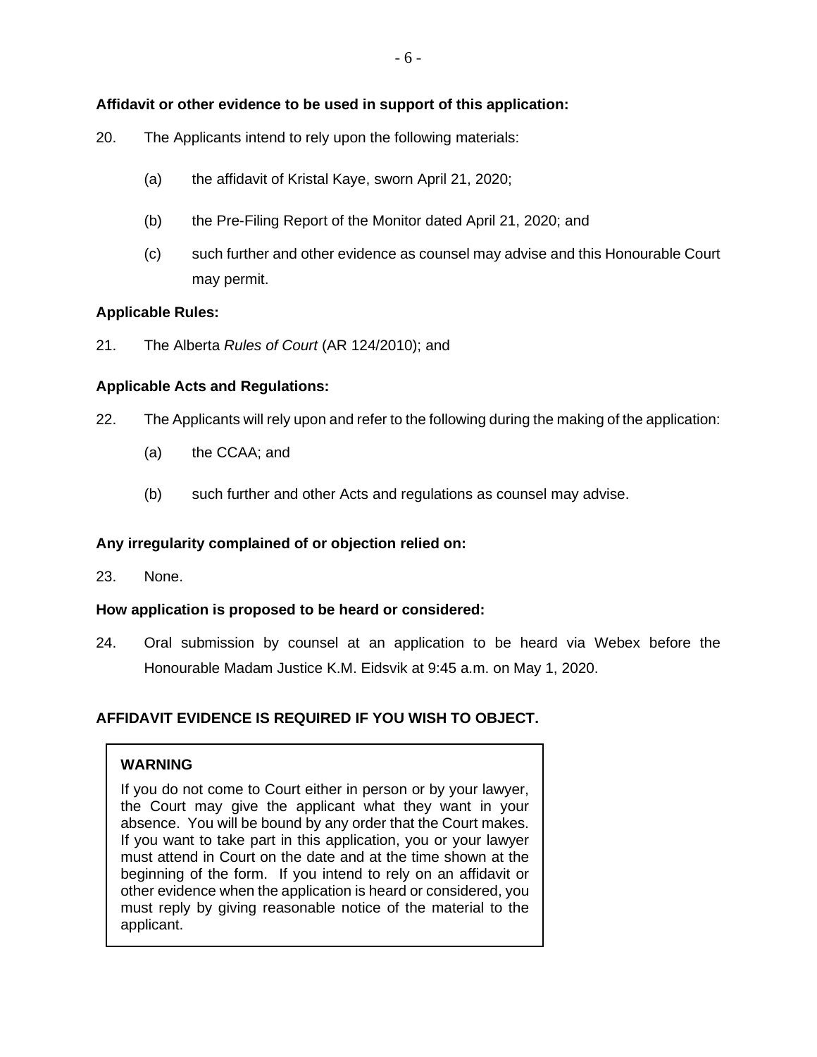**Affidavit or other evidence to be used in support of this application:**

20. The Applicants intend to rely upon the following materials:

    (a) the affidavit of Kristal Kaye, sworn April 21, 2020;

    (b) the Pre-Filing Report of the Monitor dated April 21, 2020; and

    (c) such further and other evidence as counsel may advise and this Honourable Court may permit.

**Applicable Rules:**

21. The Alberta *Rules of Court* (AR 124/2010); and

**Applicable Acts and Regulations:**

22. The Applicants will rely upon and refer to the following during the making of the application:

    (a) the CCAA; and

    (b) such further and other Acts and regulations as counsel may advise.

**Any irregularity complained of or objection relied on:**

23. None.

**How application is proposed to be heard or considered:**

24. Oral submission by counsel at an application to be heard via Webex before the Honourable Madam Justice K.M. Eidsvik at 9:45 a.m. on May 1, 2020.

**AFFIDAVIT EVIDENCE IS REQUIRED IF YOU WISH TO OBJECT.**

> **WARNING**
>
> If you do not come to Court either in person or by your lawyer, the Court may give the applicant what they want in your absence. You will be bound by any order that the Court makes. If you want to take part in this application, you or your lawyer must attend in Court on the date and at the time shown at the beginning of the form. If you intend to rely on an affidavit or other evidence when the application is heard or considered, you must reply by giving reasonable notice of the material to the applicant.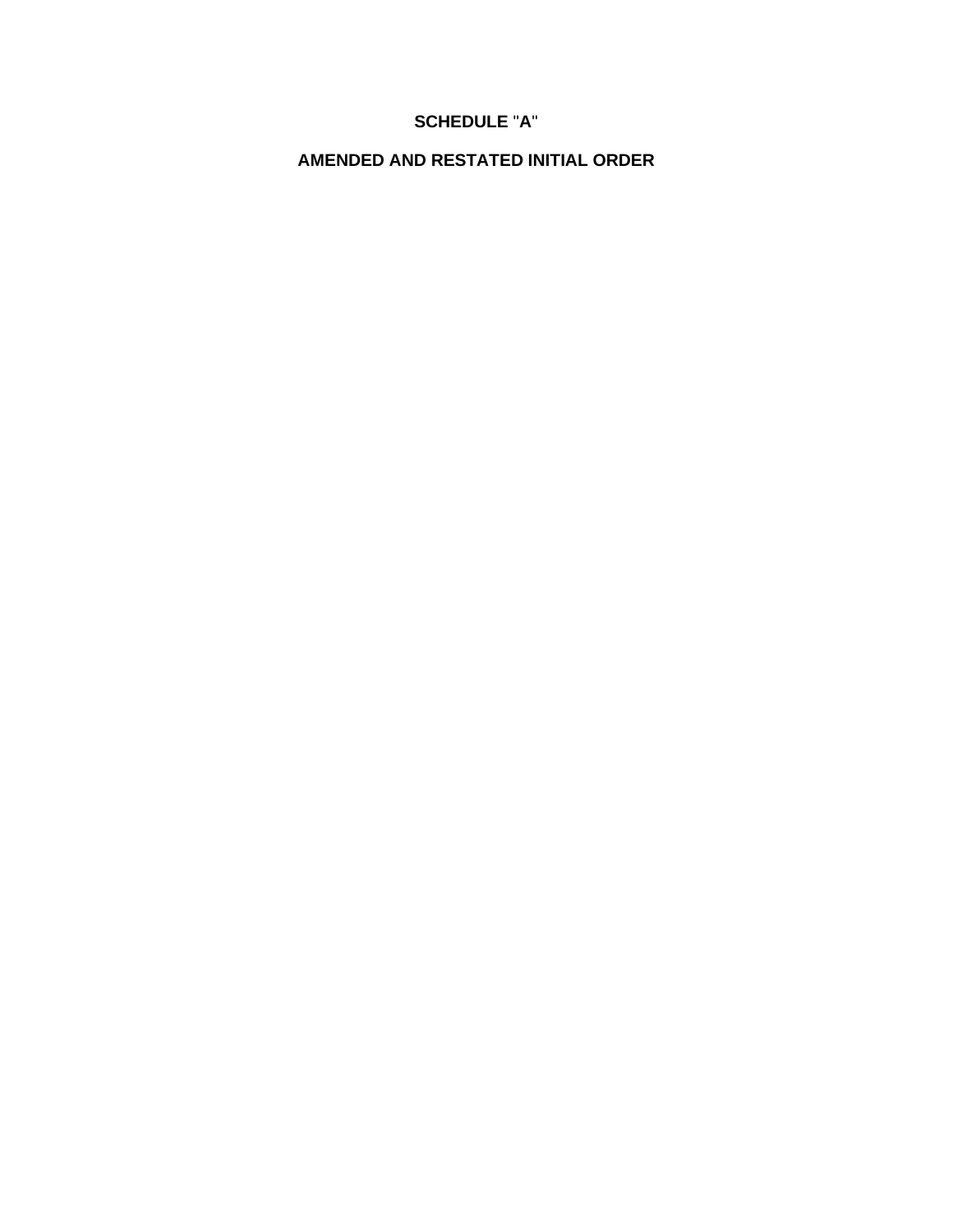# SCHEDULE "A"

## AMENDED AND RESTATED INITIAL ORDER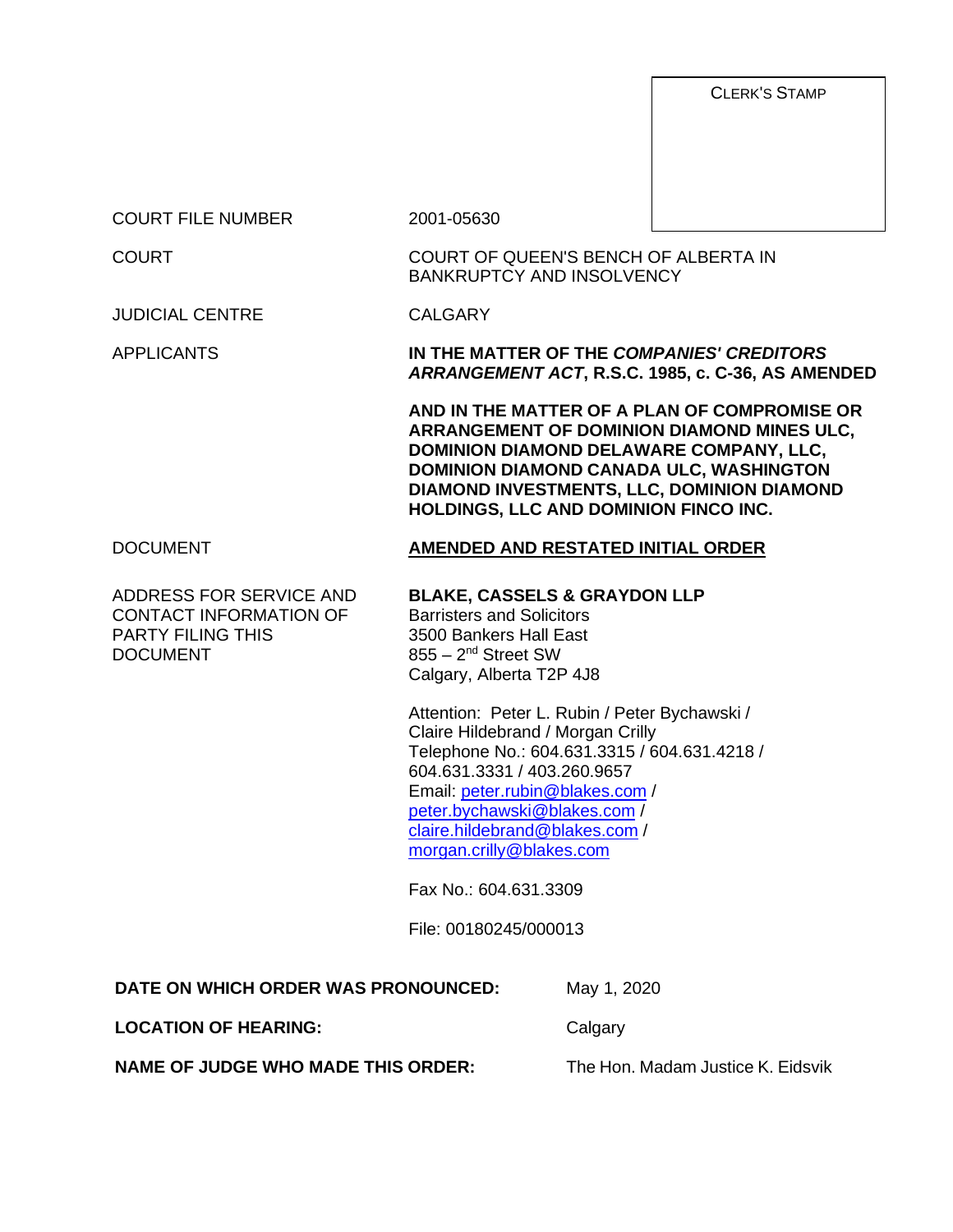CLERK'S STAMP

| | |
|---|---|
| COURT FILE NUMBER | 2001-05630 |
| COURT | COURT OF QUEEN'S BENCH OF ALBERTA IN BANKRUPTCY AND INSOLVENCY |
| JUDICIAL CENTRE | CALGARY |
| APPLICANTS | **IN THE MATTER OF THE *COMPANIES' CREDITORS ARRANGEMENT ACT*, R.S.C. 1985, c. C-36, AS AMENDED**<br><br>**AND IN THE MATTER OF A PLAN OF COMPROMISE OR ARRANGEMENT OF DOMINION DIAMOND MINES ULC, DOMINION DIAMOND DELAWARE COMPANY, LLC, DOMINION DIAMOND CANADA ULC, WASHINGTON DIAMOND INVESTMENTS, LLC, DOMINION DIAMOND HOLDINGS, LLC AND DOMINION FINCO INC.** |
| DOCUMENT | **AMENDED AND RESTATED INITIAL ORDER** |
| ADDRESS FOR SERVICE AND CONTACT INFORMATION OF PARTY FILING THIS DOCUMENT | **BLAKE, CASSELS & GRAYDON LLP**<br>Barristers and Solicitors<br>3500 Bankers Hall East<br>855 – 2nd Street SW<br>Calgary, Alberta T2P 4J8<br><br>Attention: Peter L. Rubin / Peter Bychawski / Claire Hildebrand / Morgan Crilly<br>Telephone No.: 604.631.3315 / 604.631.4218 / 604.631.3331 / 403.260.9657<br>Email: peter.rubin@blakes.com / peter.bychawski@blakes.com / claire.hildebrand@blakes.com / morgan.crilly@blakes.com<br><br>Fax No.: 604.631.3309<br><br>File: 00180245/000013 |

| | |
|---|---|
| **DATE ON WHICH ORDER WAS PRONOUNCED:** | May 1, 2020 |
| **LOCATION OF HEARING:** | Calgary |
| **NAME OF JUDGE WHO MADE THIS ORDER:** | The Hon. Madam Justice K. Eidsvik |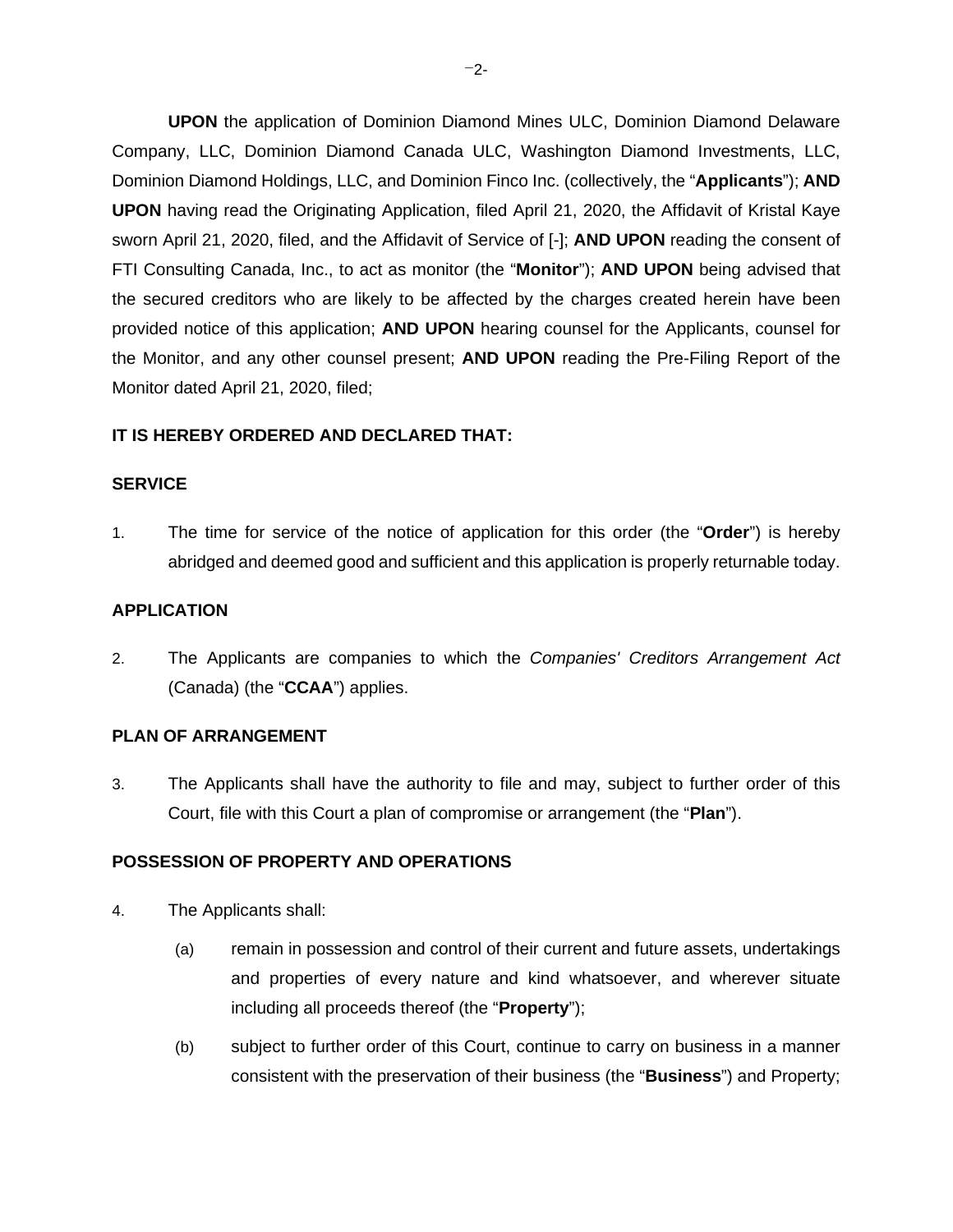**UPON** the application of Dominion Diamond Mines ULC, Dominion Diamond Delaware Company, LLC, Dominion Diamond Canada ULC, Washington Diamond Investments, LLC, Dominion Diamond Holdings, LLC, and Dominion Finco Inc. (collectively, the "**Applicants**"); **AND UPON** having read the Originating Application, filed April 21, 2020, the Affidavit of Kristal Kaye sworn April 21, 2020, filed, and the Affidavit of Service of [-]; **AND UPON** reading the consent of FTI Consulting Canada, Inc., to act as monitor (the "**Monitor**"); **AND UPON** being advised that the secured creditors who are likely to be affected by the charges created herein have been provided notice of this application; **AND UPON** hearing counsel for the Applicants, counsel for the Monitor, and any other counsel present; **AND UPON** reading the Pre-Filing Report of the Monitor dated April 21, 2020, filed;

**IT IS HEREBY ORDERED AND DECLARED THAT:**

**SERVICE**

1. The time for service of the notice of application for this order (the "**Order**") is hereby abridged and deemed good and sufficient and this application is properly returnable today.

**APPLICATION**

2. The Applicants are companies to which the *Companies' Creditors Arrangement Act* (Canada) (the "**CCAA**") applies.

**PLAN OF ARRANGEMENT**

3. The Applicants shall have the authority to file and may, subject to further order of this Court, file with this Court a plan of compromise or arrangement (the "**Plan**").

**POSSESSION OF PROPERTY AND OPERATIONS**

4. The Applicants shall:

   (a) remain in possession and control of their current and future assets, undertakings and properties of every nature and kind whatsoever, and wherever situate including all proceeds thereof (the "**Property**");

   (b) subject to further order of this Court, continue to carry on business in a manner consistent with the preservation of their business (the "**Business**") and Property;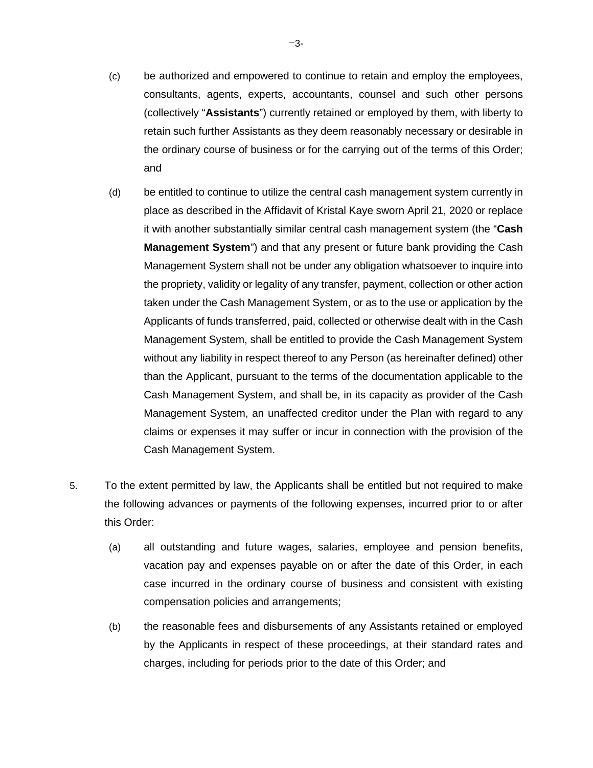(c) be authorized and empowered to continue to retain and employ the employees, consultants, agents, experts, accountants, counsel and such other persons (collectively "**Assistants**") currently retained or employed by them, with liberty to retain such further Assistants as they deem reasonably necessary or desirable in the ordinary course of business or for the carrying out of the terms of this Order; and

(d) be entitled to continue to utilize the central cash management system currently in place as described in the Affidavit of Kristal Kaye sworn April 21, 2020 or replace it with another substantially similar central cash management system (the "**Cash Management System**") and that any present or future bank providing the Cash Management System shall not be under any obligation whatsoever to inquire into the propriety, validity or legality of any transfer, payment, collection or other action taken under the Cash Management System, or as to the use or application by the Applicants of funds transferred, paid, collected or otherwise dealt with in the Cash Management System, shall be entitled to provide the Cash Management System without any liability in respect thereof to any Person (as hereinafter defined) other than the Applicant, pursuant to the terms of the documentation applicable to the Cash Management System, and shall be, in its capacity as provider of the Cash Management System, an unaffected creditor under the Plan with regard to any claims or expenses it may suffer or incur in connection with the provision of the Cash Management System.

5. To the extent permitted by law, the Applicants shall be entitled but not required to make the following advances or payments of the following expenses, incurred prior to or after this Order:

(a) all outstanding and future wages, salaries, employee and pension benefits, vacation pay and expenses payable on or after the date of this Order, in each case incurred in the ordinary course of business and consistent with existing compensation policies and arrangements;

(b) the reasonable fees and disbursements of any Assistants retained or employed by the Applicants in respect of these proceedings, at their standard rates and charges, including for periods prior to the date of this Order; and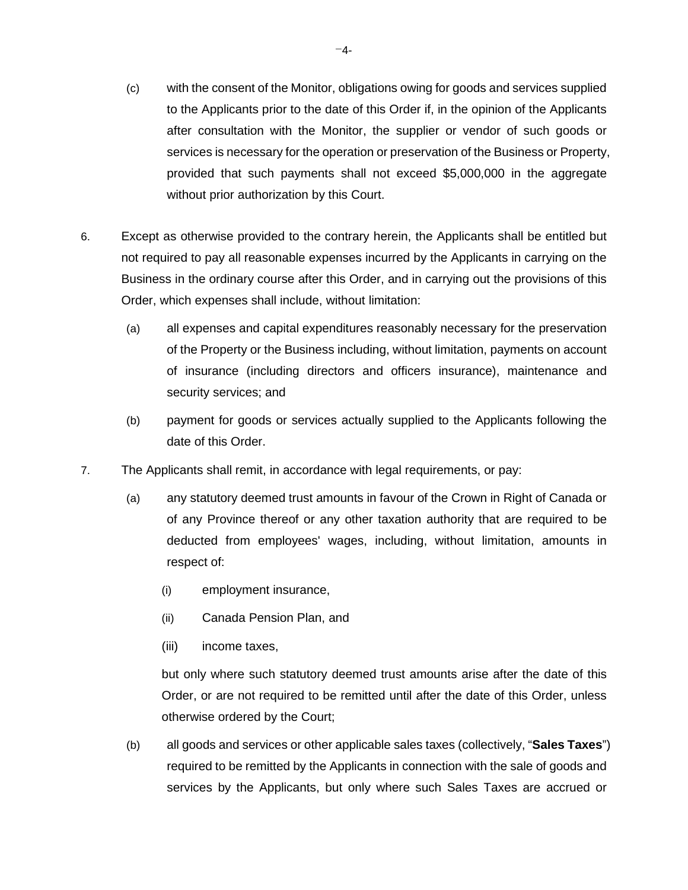(c) with the consent of the Monitor, obligations owing for goods and services supplied to the Applicants prior to the date of this Order if, in the opinion of the Applicants after consultation with the Monitor, the supplier or vendor of such goods or services is necessary for the operation or preservation of the Business or Property, provided that such payments shall not exceed $5,000,000 in the aggregate without prior authorization by this Court.

6. Except as otherwise provided to the contrary herein, the Applicants shall be entitled but not required to pay all reasonable expenses incurred by the Applicants in carrying on the Business in the ordinary course after this Order, and in carrying out the provisions of this Order, which expenses shall include, without limitation:

   (a) all expenses and capital expenditures reasonably necessary for the preservation of the Property or the Business including, without limitation, payments on account of insurance (including directors and officers insurance), maintenance and security services; and

   (b) payment for goods or services actually supplied to the Applicants following the date of this Order.

7. The Applicants shall remit, in accordance with legal requirements, or pay:

   (a) any statutory deemed trust amounts in favour of the Crown in Right of Canada or of any Province thereof or any other taxation authority that are required to be deducted from employees' wages, including, without limitation, amounts in respect of:

      (i) employment insurance,

      (ii) Canada Pension Plan, and

      (iii) income taxes,

      but only where such statutory deemed trust amounts arise after the date of this Order, or are not required to be remitted until after the date of this Order, unless otherwise ordered by the Court;

   (b) all goods and services or other applicable sales taxes (collectively, "**Sales Taxes**") required to be remitted by the Applicants in connection with the sale of goods and services by the Applicants, but only where such Sales Taxes are accrued or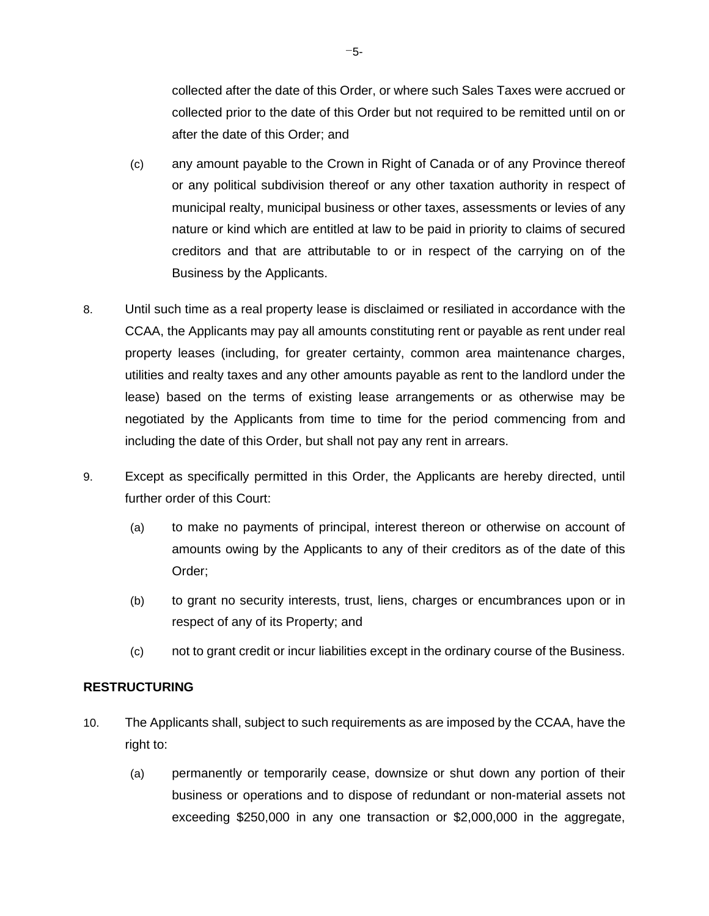collected after the date of this Order, or where such Sales Taxes were accrued or collected prior to the date of this Order but not required to be remitted until on or after the date of this Order; and

(c) any amount payable to the Crown in Right of Canada or of any Province thereof or any political subdivision thereof or any other taxation authority in respect of municipal realty, municipal business or other taxes, assessments or levies of any nature or kind which are entitled at law to be paid in priority to claims of secured creditors and that are attributable to or in respect of the carrying on of the Business by the Applicants.

8. Until such time as a real property lease is disclaimed or resiliated in accordance with the CCAA, the Applicants may pay all amounts constituting rent or payable as rent under real property leases (including, for greater certainty, common area maintenance charges, utilities and realty taxes and any other amounts payable as rent to the landlord under the lease) based on the terms of existing lease arrangements or as otherwise may be negotiated by the Applicants from time to time for the period commencing from and including the date of this Order, but shall not pay any rent in arrears.

9. Except as specifically permitted in this Order, the Applicants are hereby directed, until further order of this Court:

(a) to make no payments of principal, interest thereon or otherwise on account of amounts owing by the Applicants to any of their creditors as of the date of this Order;

(b) to grant no security interests, trust, liens, charges or encumbrances upon or in respect of any of its Property; and

(c) not to grant credit or incur liabilities except in the ordinary course of the Business.

**RESTRUCTURING**

10. The Applicants shall, subject to such requirements as are imposed by the CCAA, have the right to:

(a) permanently or temporarily cease, downsize or shut down any portion of their business or operations and to dispose of redundant or non-material assets not exceeding $250,000 in any one transaction or $2,000,000 in the aggregate,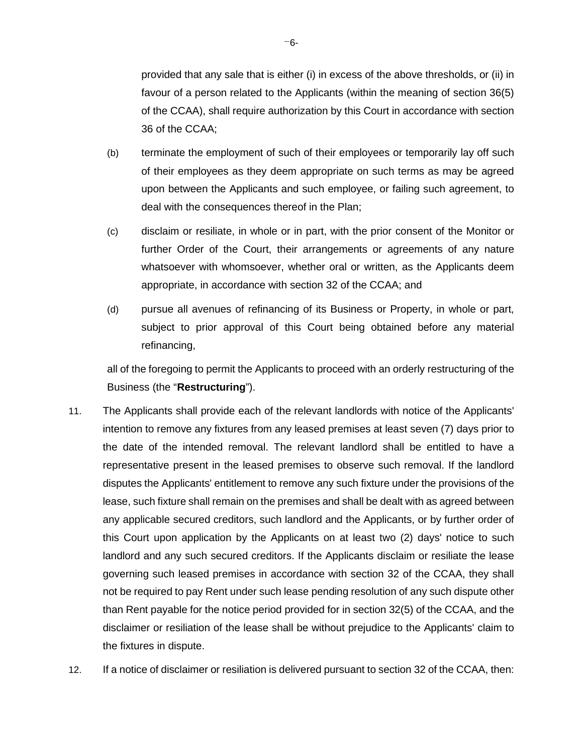provided that any sale that is either (i) in excess of the above thresholds, or (ii) in favour of a person related to the Applicants (within the meaning of section 36(5) of the CCAA), shall require authorization by this Court in accordance with section 36 of the CCAA;

(b) terminate the employment of such of their employees or temporarily lay off such of their employees as they deem appropriate on such terms as may be agreed upon between the Applicants and such employee, or failing such agreement, to deal with the consequences thereof in the Plan;

(c) disclaim or resiliate, in whole or in part, with the prior consent of the Monitor or further Order of the Court, their arrangements or agreements of any nature whatsoever with whomsoever, whether oral or written, as the Applicants deem appropriate, in accordance with section 32 of the CCAA; and

(d) pursue all avenues of refinancing of its Business or Property, in whole or part, subject to prior approval of this Court being obtained before any material refinancing,

all of the foregoing to permit the Applicants to proceed with an orderly restructuring of the Business (the "**Restructuring**").

11. The Applicants shall provide each of the relevant landlords with notice of the Applicants' intention to remove any fixtures from any leased premises at least seven (7) days prior to the date of the intended removal. The relevant landlord shall be entitled to have a representative present in the leased premises to observe such removal. If the landlord disputes the Applicants' entitlement to remove any such fixture under the provisions of the lease, such fixture shall remain on the premises and shall be dealt with as agreed between any applicable secured creditors, such landlord and the Applicants, or by further order of this Court upon application by the Applicants on at least two (2) days' notice to such landlord and any such secured creditors. If the Applicants disclaim or resiliate the lease governing such leased premises in accordance with section 32 of the CCAA, they shall not be required to pay Rent under such lease pending resolution of any such dispute other than Rent payable for the notice period provided for in section 32(5) of the CCAA, and the disclaimer or resiliation of the lease shall be without prejudice to the Applicants' claim to the fixtures in dispute.

12. If a notice of disclaimer or resiliation is delivered pursuant to section 32 of the CCAA, then: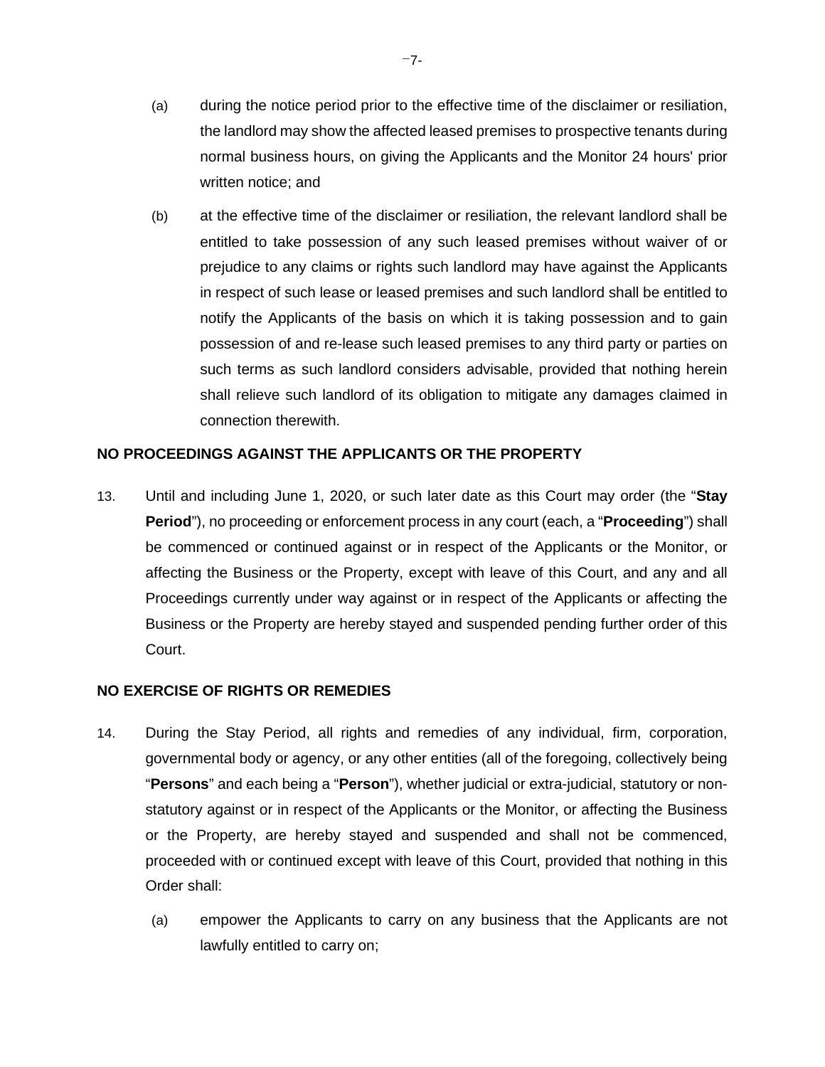(a) during the notice period prior to the effective time of the disclaimer or resiliation, the landlord may show the affected leased premises to prospective tenants during normal business hours, on giving the Applicants and the Monitor 24 hours' prior written notice; and

(b) at the effective time of the disclaimer or resiliation, the relevant landlord shall be entitled to take possession of any such leased premises without waiver of or prejudice to any claims or rights such landlord may have against the Applicants in respect of such lease or leased premises and such landlord shall be entitled to notify the Applicants of the basis on which it is taking possession and to gain possession of and re-lease such leased premises to any third party or parties on such terms as such landlord considers advisable, provided that nothing herein shall relieve such landlord of its obligation to mitigate any damages claimed in connection therewith.

## NO PROCEEDINGS AGAINST THE APPLICANTS OR THE PROPERTY

13. Until and including June 1, 2020, or such later date as this Court may order (the "**Stay Period**"), no proceeding or enforcement process in any court (each, a "**Proceeding**") shall be commenced or continued against or in respect of the Applicants or the Monitor, or affecting the Business or the Property, except with leave of this Court, and any and all Proceedings currently under way against or in respect of the Applicants or affecting the Business or the Property are hereby stayed and suspended pending further order of this Court.

## NO EXERCISE OF RIGHTS OR REMEDIES

14. During the Stay Period, all rights and remedies of any individual, firm, corporation, governmental body or agency, or any other entities (all of the foregoing, collectively being "**Persons**" and each being a "**Person**"), whether judicial or extra-judicial, statutory or non-statutory against or in respect of the Applicants or the Monitor, or affecting the Business or the Property, are hereby stayed and suspended and shall not be commenced, proceeded with or continued except with leave of this Court, provided that nothing in this Order shall:

(a) empower the Applicants to carry on any business that the Applicants are not lawfully entitled to carry on;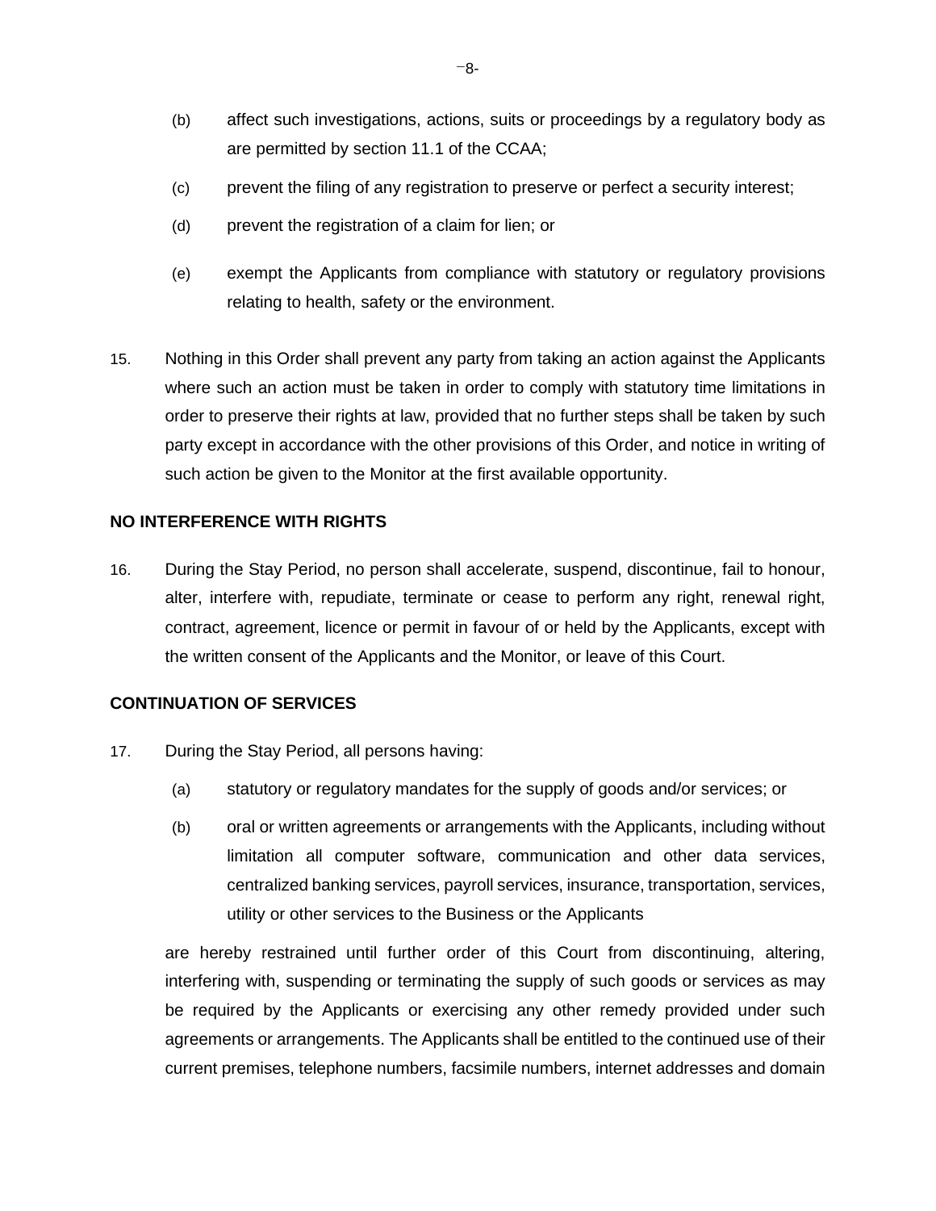(b) affect such investigations, actions, suits or proceedings by a regulatory body as are permitted by section 11.1 of the CCAA;

(c) prevent the filing of any registration to preserve or perfect a security interest;

(d) prevent the registration of a claim for lien; or

(e) exempt the Applicants from compliance with statutory or regulatory provisions relating to health, safety or the environment.

15. Nothing in this Order shall prevent any party from taking an action against the Applicants where such an action must be taken in order to comply with statutory time limitations in order to preserve their rights at law, provided that no further steps shall be taken by such party except in accordance with the other provisions of this Order, and notice in writing of such action be given to the Monitor at the first available opportunity.

**NO INTERFERENCE WITH RIGHTS**

16. During the Stay Period, no person shall accelerate, suspend, discontinue, fail to honour, alter, interfere with, repudiate, terminate or cease to perform any right, renewal right, contract, agreement, licence or permit in favour of or held by the Applicants, except with the written consent of the Applicants and the Monitor, or leave of this Court.

**CONTINUATION OF SERVICES**

17. During the Stay Period, all persons having:

(a) statutory or regulatory mandates for the supply of goods and/or services; or

(b) oral or written agreements or arrangements with the Applicants, including without limitation all computer software, communication and other data services, centralized banking services, payroll services, insurance, transportation, services, utility or other services to the Business or the Applicants

are hereby restrained until further order of this Court from discontinuing, altering, interfering with, suspending or terminating the supply of such goods or services as may be required by the Applicants or exercising any other remedy provided under such agreements or arrangements. The Applicants shall be entitled to the continued use of their current premises, telephone numbers, facsimile numbers, internet addresses and domain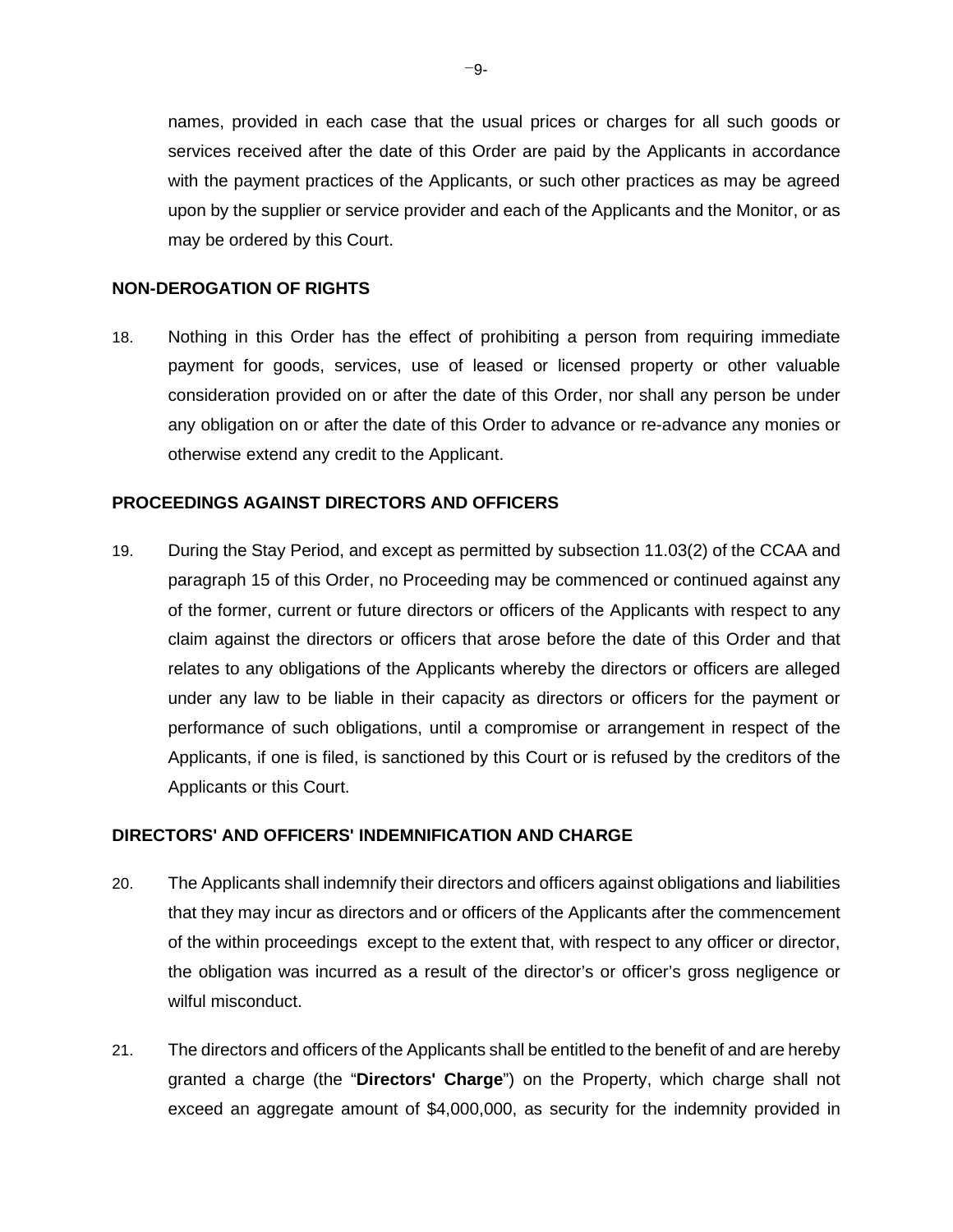names, provided in each case that the usual prices or charges for all such goods or services received after the date of this Order are paid by the Applicants in accordance with the payment practices of the Applicants, or such other practices as may be agreed upon by the supplier or service provider and each of the Applicants and the Monitor, or as may be ordered by this Court.

**NON-DEROGATION OF RIGHTS**

18. Nothing in this Order has the effect of prohibiting a person from requiring immediate payment for goods, services, use of leased or licensed property or other valuable consideration provided on or after the date of this Order, nor shall any person be under any obligation on or after the date of this Order to advance or re-advance any monies or otherwise extend any credit to the Applicant.

**PROCEEDINGS AGAINST DIRECTORS AND OFFICERS**

19. During the Stay Period, and except as permitted by subsection 11.03(2) of the CCAA and paragraph 15 of this Order, no Proceeding may be commenced or continued against any of the former, current or future directors or officers of the Applicants with respect to any claim against the directors or officers that arose before the date of this Order and that relates to any obligations of the Applicants whereby the directors or officers are alleged under any law to be liable in their capacity as directors or officers for the payment or performance of such obligations, until a compromise or arrangement in respect of the Applicants, if one is filed, is sanctioned by this Court or is refused by the creditors of the Applicants or this Court.

**DIRECTORS' AND OFFICERS' INDEMNIFICATION AND CHARGE**

20. The Applicants shall indemnify their directors and officers against obligations and liabilities that they may incur as directors and or officers of the Applicants after the commencement of the within proceedings except to the extent that, with respect to any officer or director, the obligation was incurred as a result of the director's or officer's gross negligence or wilful misconduct.

21. The directors and officers of the Applicants shall be entitled to the benefit of and are hereby granted a charge (the "**Directors' Charge**") on the Property, which charge shall not exceed an aggregate amount of $4,000,000, as security for the indemnity provided in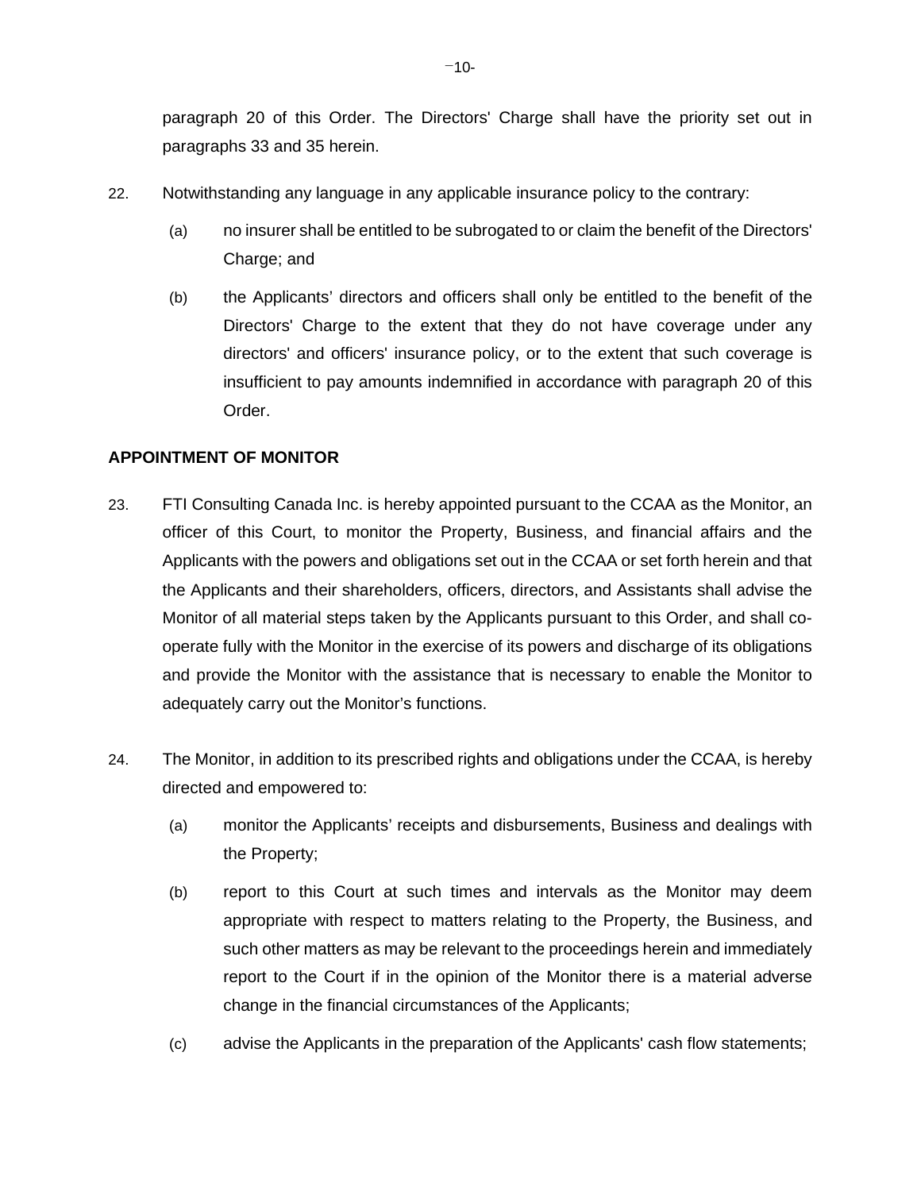paragraph 20 of this Order. The Directors' Charge shall have the priority set out in paragraphs 33 and 35 herein.

22. Notwithstanding any language in any applicable insurance policy to the contrary:

(a) no insurer shall be entitled to be subrogated to or claim the benefit of the Directors' Charge; and

(b) the Applicants’ directors and officers shall only be entitled to the benefit of the Directors' Charge to the extent that they do not have coverage under any directors' and officers' insurance policy, or to the extent that such coverage is insufficient to pay amounts indemnified in accordance with paragraph 20 of this Order.

**APPOINTMENT OF MONITOR**

23. FTI Consulting Canada Inc. is hereby appointed pursuant to the CCAA as the Monitor, an officer of this Court, to monitor the Property, Business, and financial affairs and the Applicants with the powers and obligations set out in the CCAA or set forth herein and that the Applicants and their shareholders, officers, directors, and Assistants shall advise the Monitor of all material steps taken by the Applicants pursuant to this Order, and shall co-operate fully with the Monitor in the exercise of its powers and discharge of its obligations and provide the Monitor with the assistance that is necessary to enable the Monitor to adequately carry out the Monitor’s functions.

24. The Monitor, in addition to its prescribed rights and obligations under the CCAA, is hereby directed and empowered to:

(a) monitor the Applicants’ receipts and disbursements, Business and dealings with the Property;

(b) report to this Court at such times and intervals as the Monitor may deem appropriate with respect to matters relating to the Property, the Business, and such other matters as may be relevant to the proceedings herein and immediately report to the Court if in the opinion of the Monitor there is a material adverse change in the financial circumstances of the Applicants;

(c) advise the Applicants in the preparation of the Applicants' cash flow statements;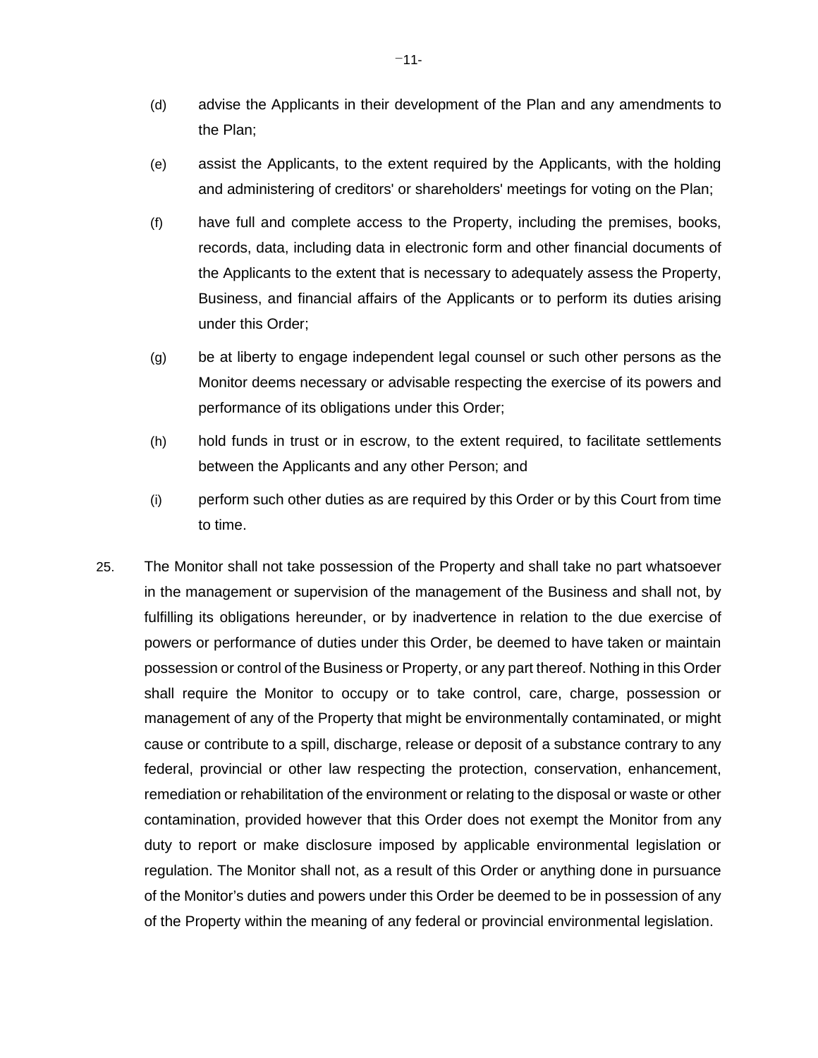(d) advise the Applicants in their development of the Plan and any amendments to the Plan;

(e) assist the Applicants, to the extent required by the Applicants, with the holding and administering of creditors' or shareholders' meetings for voting on the Plan;

(f) have full and complete access to the Property, including the premises, books, records, data, including data in electronic form and other financial documents of the Applicants to the extent that is necessary to adequately assess the Property, Business, and financial affairs of the Applicants or to perform its duties arising under this Order;

(g) be at liberty to engage independent legal counsel or such other persons as the Monitor deems necessary or advisable respecting the exercise of its powers and performance of its obligations under this Order;

(h) hold funds in trust or in escrow, to the extent required, to facilitate settlements between the Applicants and any other Person; and

(i) perform such other duties as are required by this Order or by this Court from time to time.

25. The Monitor shall not take possession of the Property and shall take no part whatsoever in the management or supervision of the management of the Business and shall not, by fulfilling its obligations hereunder, or by inadvertence in relation to the due exercise of powers or performance of duties under this Order, be deemed to have taken or maintain possession or control of the Business or Property, or any part thereof. Nothing in this Order shall require the Monitor to occupy or to take control, care, charge, possession or management of any of the Property that might be environmentally contaminated, or might cause or contribute to a spill, discharge, release or deposit of a substance contrary to any federal, provincial or other law respecting the protection, conservation, enhancement, remediation or rehabilitation of the environment or relating to the disposal or waste or other contamination, provided however that this Order does not exempt the Monitor from any duty to report or make disclosure imposed by applicable environmental legislation or regulation. The Monitor shall not, as a result of this Order or anything done in pursuance of the Monitor's duties and powers under this Order be deemed to be in possession of any of the Property within the meaning of any federal or provincial environmental legislation.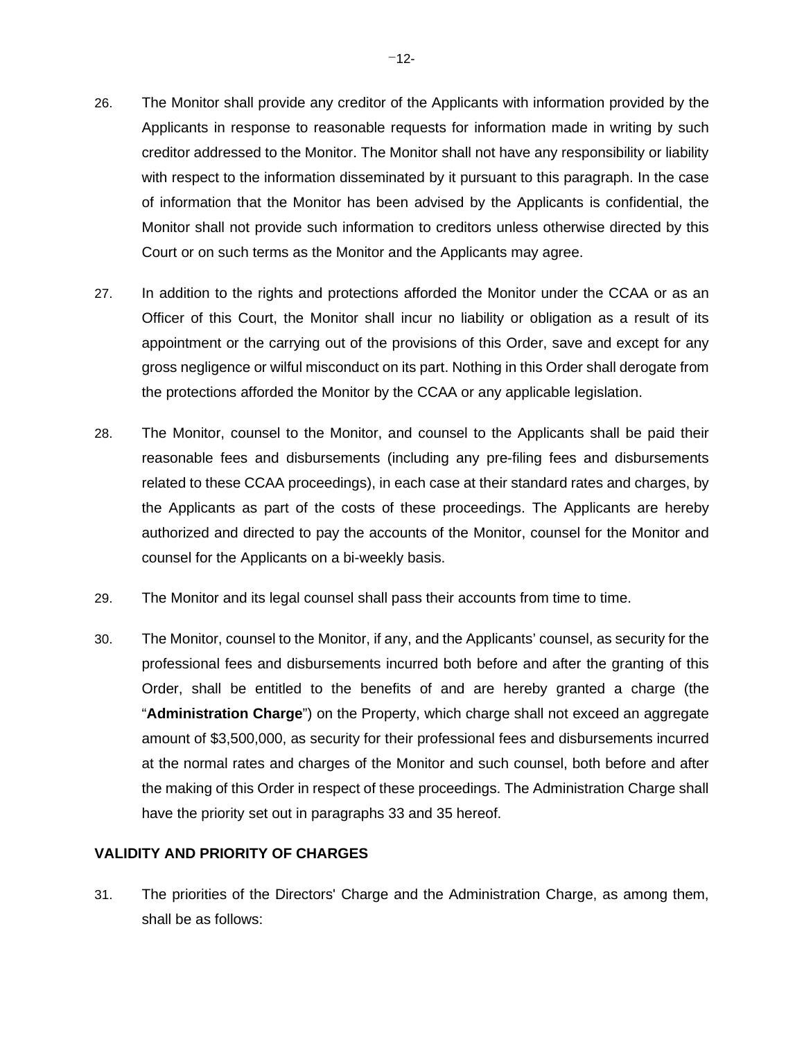26. The Monitor shall provide any creditor of the Applicants with information provided by the Applicants in response to reasonable requests for information made in writing by such creditor addressed to the Monitor. The Monitor shall not have any responsibility or liability with respect to the information disseminated by it pursuant to this paragraph. In the case of information that the Monitor has been advised by the Applicants is confidential, the Monitor shall not provide such information to creditors unless otherwise directed by this Court or on such terms as the Monitor and the Applicants may agree.

27. In addition to the rights and protections afforded the Monitor under the CCAA or as an Officer of this Court, the Monitor shall incur no liability or obligation as a result of its appointment or the carrying out of the provisions of this Order, save and except for any gross negligence or wilful misconduct on its part. Nothing in this Order shall derogate from the protections afforded the Monitor by the CCAA or any applicable legislation.

28. The Monitor, counsel to the Monitor, and counsel to the Applicants shall be paid their reasonable fees and disbursements (including any pre-filing fees and disbursements related to these CCAA proceedings), in each case at their standard rates and charges, by the Applicants as part of the costs of these proceedings. The Applicants are hereby authorized and directed to pay the accounts of the Monitor, counsel for the Monitor and counsel for the Applicants on a bi-weekly basis.

29. The Monitor and its legal counsel shall pass their accounts from time to time.

30. The Monitor, counsel to the Monitor, if any, and the Applicants' counsel, as security for the professional fees and disbursements incurred both before and after the granting of this Order, shall be entitled to the benefits of and are hereby granted a charge (the "**Administration Charge**") on the Property, which charge shall not exceed an aggregate amount of $3,500,000, as security for their professional fees and disbursements incurred at the normal rates and charges of the Monitor and such counsel, both before and after the making of this Order in respect of these proceedings. The Administration Charge shall have the priority set out in paragraphs 33 and 35 hereof.

## VALIDITY AND PRIORITY OF CHARGES

31. The priorities of the Directors' Charge and the Administration Charge, as among them, shall be as follows: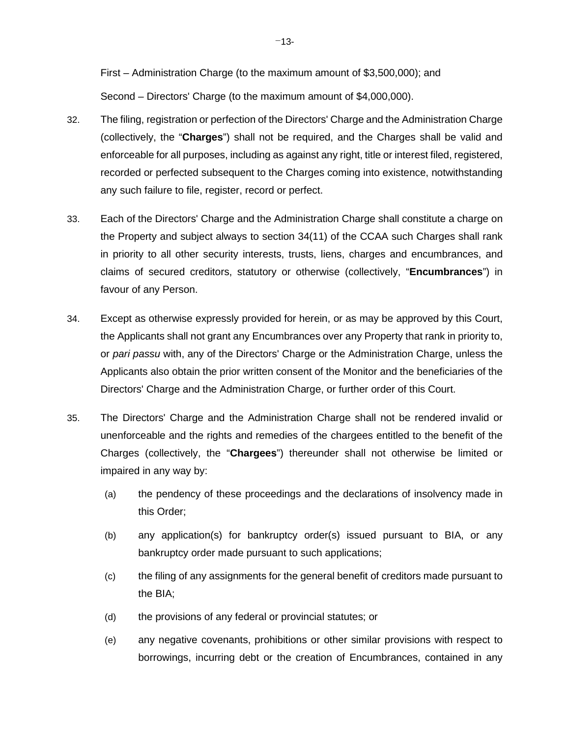First – Administration Charge (to the maximum amount of $3,500,000); and

Second – Directors' Charge (to the maximum amount of $4,000,000).

32. The filing, registration or perfection of the Directors' Charge and the Administration Charge (collectively, the "**Charges**") shall not be required, and the Charges shall be valid and enforceable for all purposes, including as against any right, title or interest filed, registered, recorded or perfected subsequent to the Charges coming into existence, notwithstanding any such failure to file, register, record or perfect.

33. Each of the Directors' Charge and the Administration Charge shall constitute a charge on the Property and subject always to section 34(11) of the CCAA such Charges shall rank in priority to all other security interests, trusts, liens, charges and encumbrances, and claims of secured creditors, statutory or otherwise (collectively, "**Encumbrances**") in favour of any Person.

34. Except as otherwise expressly provided for herein, or as may be approved by this Court, the Applicants shall not grant any Encumbrances over any Property that rank in priority to, or *pari passu* with, any of the Directors' Charge or the Administration Charge, unless the Applicants also obtain the prior written consent of the Monitor and the beneficiaries of the Directors' Charge and the Administration Charge, or further order of this Court.

35. The Directors' Charge and the Administration Charge shall not be rendered invalid or unenforceable and the rights and remedies of the chargees entitled to the benefit of the Charges (collectively, the "**Chargees**") thereunder shall not otherwise be limited or impaired in any way by:

    (a) the pendency of these proceedings and the declarations of insolvency made in this Order;

    (b) any application(s) for bankruptcy order(s) issued pursuant to BIA, or any bankruptcy order made pursuant to such applications;

    (c) the filing of any assignments for the general benefit of creditors made pursuant to the BIA;

    (d) the provisions of any federal or provincial statutes; or

    (e) any negative covenants, prohibitions or other similar provisions with respect to borrowings, incurring debt or the creation of Encumbrances, contained in any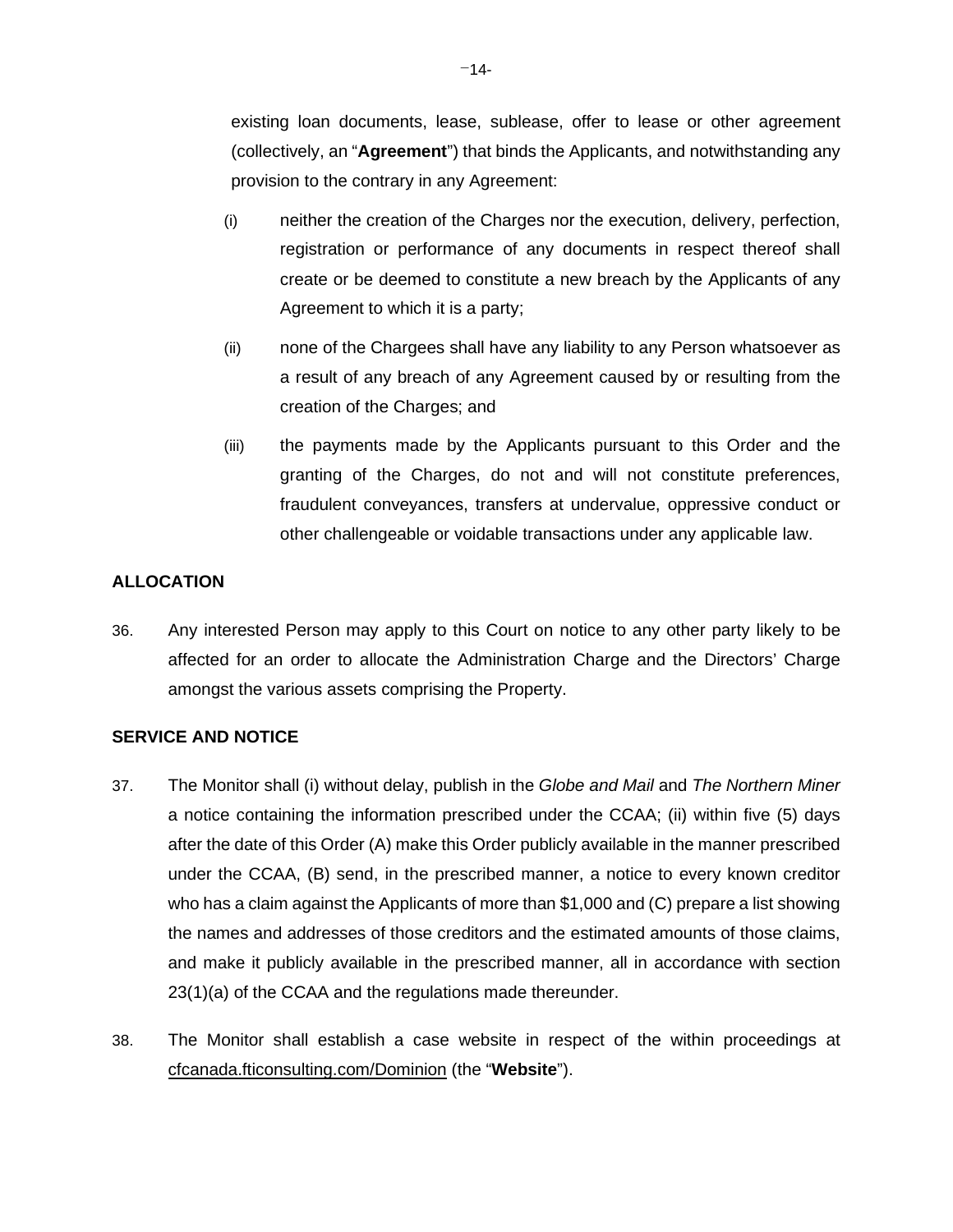existing loan documents, lease, sublease, offer to lease or other agreement (collectively, an "**Agreement**") that binds the Applicants, and notwithstanding any provision to the contrary in any Agreement:

(i) neither the creation of the Charges nor the execution, delivery, perfection, registration or performance of any documents in respect thereof shall create or be deemed to constitute a new breach by the Applicants of any Agreement to which it is a party;

(ii) none of the Chargees shall have any liability to any Person whatsoever as a result of any breach of any Agreement caused by or resulting from the creation of the Charges; and

(iii) the payments made by the Applicants pursuant to this Order and the granting of the Charges, do not and will not constitute preferences, fraudulent conveyances, transfers at undervalue, oppressive conduct or other challengeable or voidable transactions under any applicable law.

**ALLOCATION**

36. Any interested Person may apply to this Court on notice to any other party likely to be affected for an order to allocate the Administration Charge and the Directors' Charge amongst the various assets comprising the Property.

**SERVICE AND NOTICE**

37. The Monitor shall (i) without delay, publish in the *Globe and Mail* and *The Northern Miner* a notice containing the information prescribed under the CCAA; (ii) within five (5) days after the date of this Order (A) make this Order publicly available in the manner prescribed under the CCAA, (B) send, in the prescribed manner, a notice to every known creditor who has a claim against the Applicants of more than $1,000 and (C) prepare a list showing the names and addresses of those creditors and the estimated amounts of those claims, and make it publicly available in the prescribed manner, all in accordance with section 23(1)(a) of the CCAA and the regulations made thereunder.

38. The Monitor shall establish a case website in respect of the within proceedings at cfcanada.fticonsulting.com/Dominion (the "**Website**").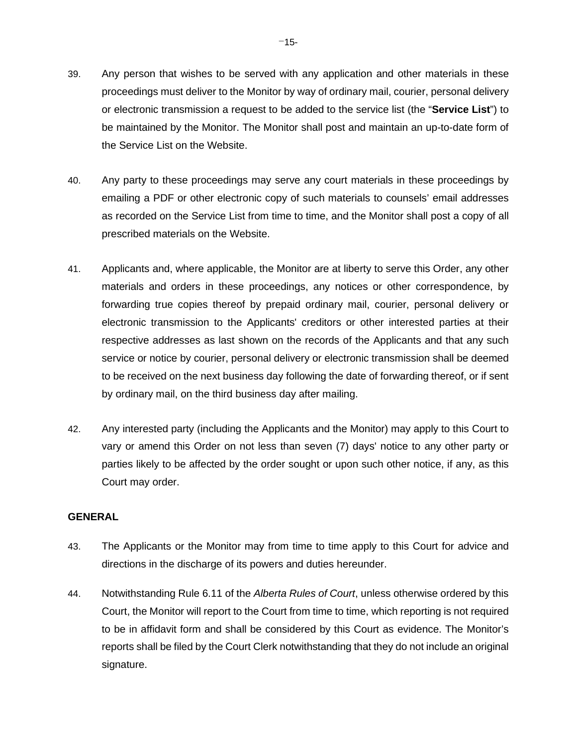39. Any person that wishes to be served with any application and other materials in these proceedings must deliver to the Monitor by way of ordinary mail, courier, personal delivery or electronic transmission a request to be added to the service list (the "**Service List**") to be maintained by the Monitor. The Monitor shall post and maintain an up-to-date form of the Service List on the Website.

40. Any party to these proceedings may serve any court materials in these proceedings by emailing a PDF or other electronic copy of such materials to counsels' email addresses as recorded on the Service List from time to time, and the Monitor shall post a copy of all prescribed materials on the Website.

41. Applicants and, where applicable, the Monitor are at liberty to serve this Order, any other materials and orders in these proceedings, any notices or other correspondence, by forwarding true copies thereof by prepaid ordinary mail, courier, personal delivery or electronic transmission to the Applicants' creditors or other interested parties at their respective addresses as last shown on the records of the Applicants and that any such service or notice by courier, personal delivery or electronic transmission shall be deemed to be received on the next business day following the date of forwarding thereof, or if sent by ordinary mail, on the third business day after mailing.

42. Any interested party (including the Applicants and the Monitor) may apply to this Court to vary or amend this Order on not less than seven (7) days' notice to any other party or parties likely to be affected by the order sought or upon such other notice, if any, as this Court may order.

## GENERAL

43. The Applicants or the Monitor may from time to time apply to this Court for advice and directions in the discharge of its powers and duties hereunder.

44. Notwithstanding Rule 6.11 of the *Alberta Rules of Court*, unless otherwise ordered by this Court, the Monitor will report to the Court from time to time, which reporting is not required to be in affidavit form and shall be considered by this Court as evidence. The Monitor's reports shall be filed by the Court Clerk notwithstanding that they do not include an original signature.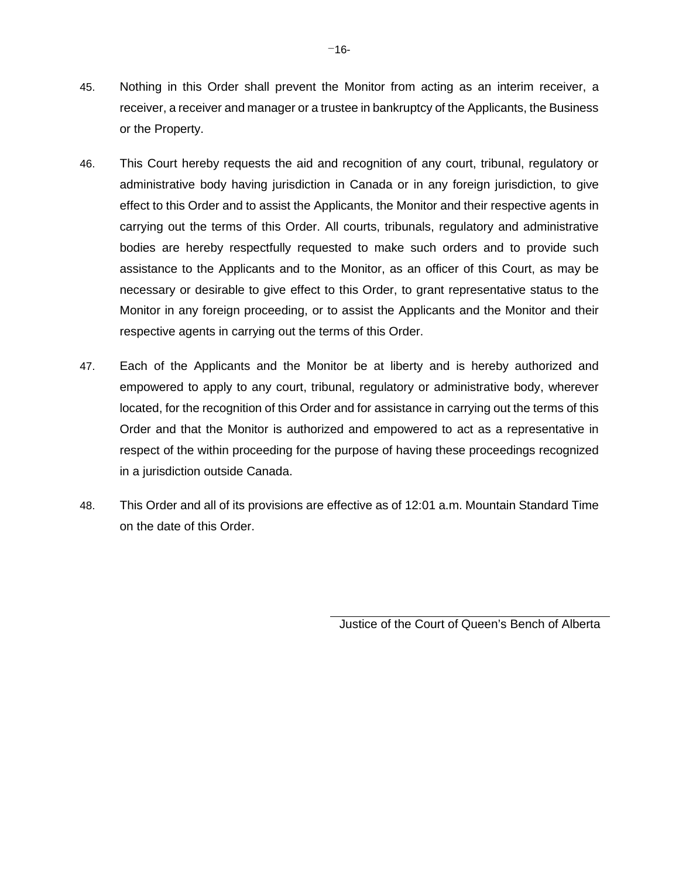45. Nothing in this Order shall prevent the Monitor from acting as an interim receiver, a receiver, a receiver and manager or a trustee in bankruptcy of the Applicants, the Business or the Property.

46. This Court hereby requests the aid and recognition of any court, tribunal, regulatory or administrative body having jurisdiction in Canada or in any foreign jurisdiction, to give effect to this Order and to assist the Applicants, the Monitor and their respective agents in carrying out the terms of this Order. All courts, tribunals, regulatory and administrative bodies are hereby respectfully requested to make such orders and to provide such assistance to the Applicants and to the Monitor, as an officer of this Court, as may be necessary or desirable to give effect to this Order, to grant representative status to the Monitor in any foreign proceeding, or to assist the Applicants and the Monitor and their respective agents in carrying out the terms of this Order.

47. Each of the Applicants and the Monitor be at liberty and is hereby authorized and empowered to apply to any court, tribunal, regulatory or administrative body, wherever located, for the recognition of this Order and for assistance in carrying out the terms of this Order and that the Monitor is authorized and empowered to act as a representative in respect of the within proceeding for the purpose of having these proceedings recognized in a jurisdiction outside Canada.

48. This Order and all of its provisions are effective as of 12:01 a.m. Mountain Standard Time on the date of this Order.

Justice of the Court of Queen's Bench of Alberta